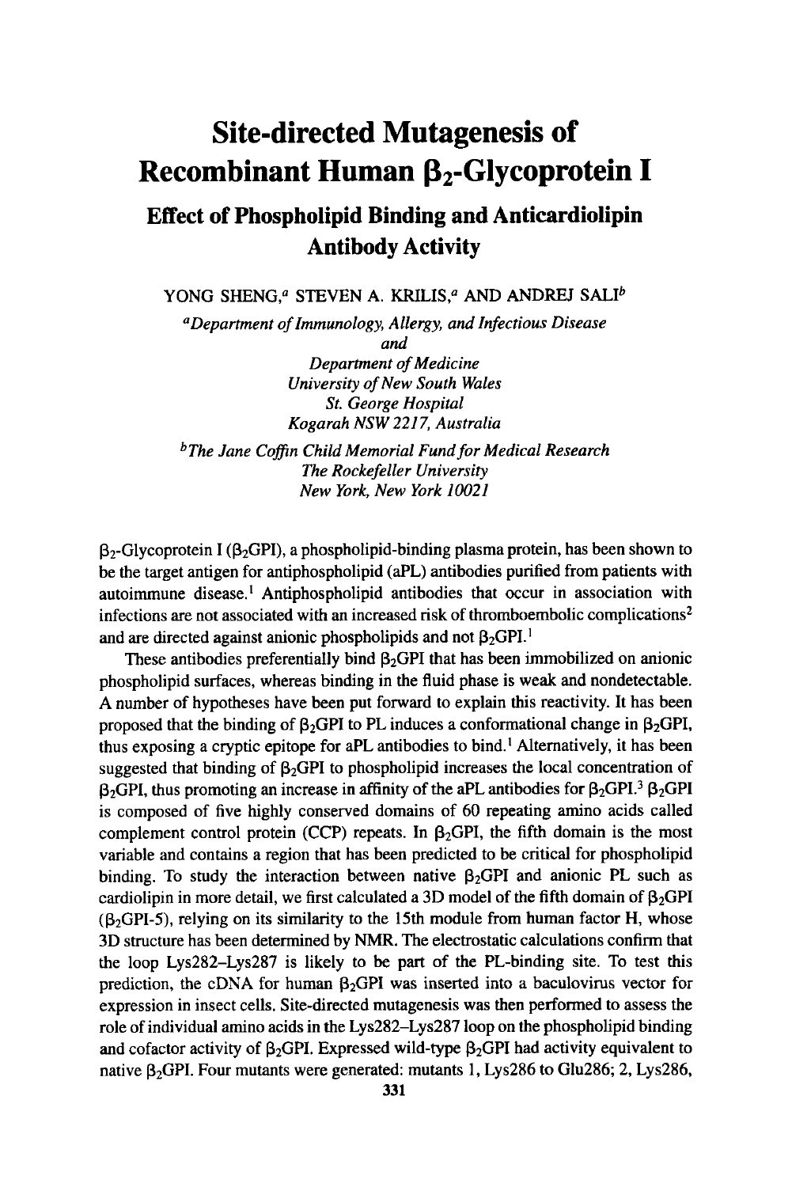# Site-directed Mutagenesis of Recombinant Human $\beta_2$-Glycoprotein I

## Effect of Phospholipid Binding and Anticardiolipin Antibody Activity

YONG SHENG,[a] STEVEN A. KRILIS,[a] AND ANDREJ SALI[b]

[a]*Department of Immunology, Allergy, and Infectious Disease*
*and*
*Department of Medicine*
*University of New South Wales*
*St. George Hospital*
*Kogarah NSW 2217, Australia*

[b]*The Jane Coffin Child Memorial Fund for Medical Research*
*The Rockefeller University*
*New York, New York 10021*

$\beta_2$-Glycoprotein I ($\beta_2$GPI), a phospholipid-binding plasma protein, has been shown to be the target antigen for antiphospholipid (aPL) antibodies purified from patients with autoimmune disease.[1] Antiphospholipid antibodies that occur in association with infections are not associated with an increased risk of thromboembolic complications[2] and are directed against anionic phospholipids and not $\beta_2$GPI.[1]

These antibodies preferentially bind $\beta_2$GPI that has been immobilized on anionic phospholipid surfaces, whereas binding in the fluid phase is weak and nondetectable. A number of hypotheses have been put forward to explain this reactivity. It has been proposed that the binding of $\beta_2$GPI to PL induces a conformational change in $\beta_2$GPI, thus exposing a cryptic epitope for aPL antibodies to bind.[1] Alternatively, it has been suggested that binding of $\beta_2$GPI to phospholipid increases the local concentration of $\beta_2$GPI, thus promoting an increase in affinity of the aPL antibodies for $\beta_2$GPI.[3] $\beta_2$GPI is composed of five highly conserved domains of 60 repeating amino acids called complement control protein (CCP) repeats. In $\beta_2$GPI, the fifth domain is the most variable and contains a region that has been predicted to be critical for phospholipid binding. To study the interaction between native $\beta_2$GPI and anionic PL such as cardiolipin in more detail, we first calculated a 3D model of the fifth domain of $\beta_2$GPI ($\beta_2$GPI-5), relying on its similarity to the 15th module from human factor H, whose 3D structure has been determined by NMR. The electrostatic calculations confirm that the loop Lys282–Lys287 is likely to be part of the PL-binding site. To test this prediction, the cDNA for human $\beta_2$GPI was inserted into a baculovirus vector for expression in insect cells. Site-directed mutagenesis was then performed to assess the role of individual amino acids in the Lys282–Lys287 loop on the phospholipid binding and cofactor activity of $\beta_2$GPI. Expressed wild-type $\beta_2$GPI had activity equivalent to native $\beta_2$GPI. Four mutants were generated: mutants 1, Lys286 to Glu286; 2, Lys286,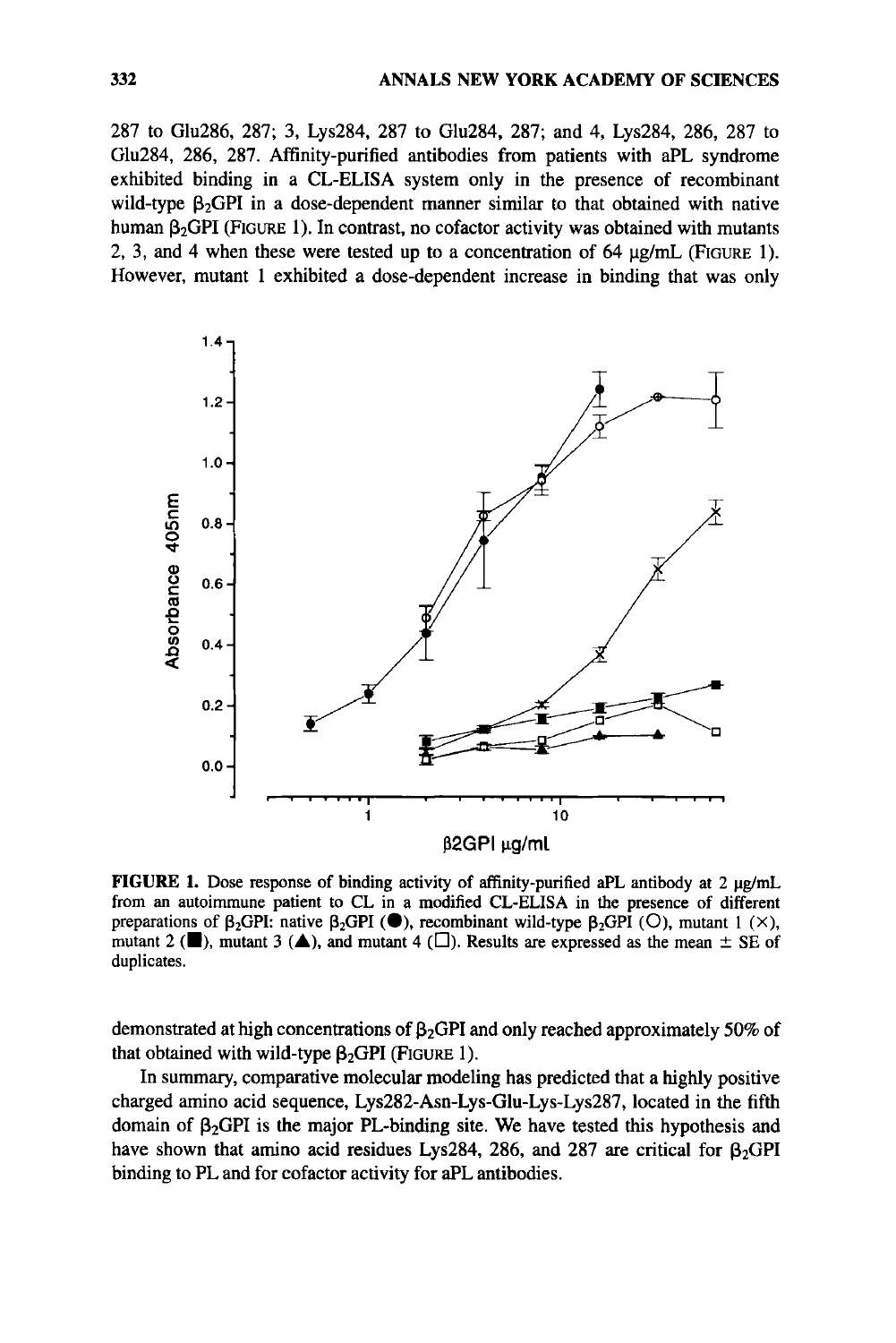287 to Glu286, 287; 3, Lys284, 287 to Glu284, 287; and 4, Lys284, 286, 287 to Glu284, 286, 287. Affinity-purified antibodies from patients with aPL syndrome exhibited binding in a CL-ELISA system only in the presence of recombinant wild-type $\beta_2$GPI in a dose-dependent manner similar to that obtained with native human $\beta_2$GPI (FIGURE 1). In contrast, no cofactor activity was obtained with mutants 2, 3, and 4 when these were tested up to a concentration of 64 μg/mL (FIGURE 1). However, mutant 1 exhibited a dose-dependent increase in binding that was only

**FIGURE 1.** Dose response of binding activity of affinity-purified aPL antibody at 2 μg/mL from an autoimmune patient to CL in a modified CL-ELISA in the presence of different preparations of $\beta_2$GPI: native $\beta_2$GPI (●), recombinant wild-type $\beta_2$GPI (○), mutant 1 (×), mutant 2 (■), mutant 3 (▲), and mutant 4 (□). Results are expressed as the mean ± SE of duplicates.

demonstrated at high concentrations of $\beta_2$GPI and only reached approximately 50% of that obtained with wild-type $\beta_2$GPI (FIGURE 1).

In summary, comparative molecular modeling has predicted that a highly positive charged amino acid sequence, Lys282-Asn-Lys-Glu-Lys-Lys287, located in the fifth domain of $\beta_2$GPI is the major PL-binding site. We have tested this hypothesis and have shown that amino acid residues Lys284, 286, and 287 are critical for $\beta_2$GPI binding to PL and for cofactor activity for aPL antibodies.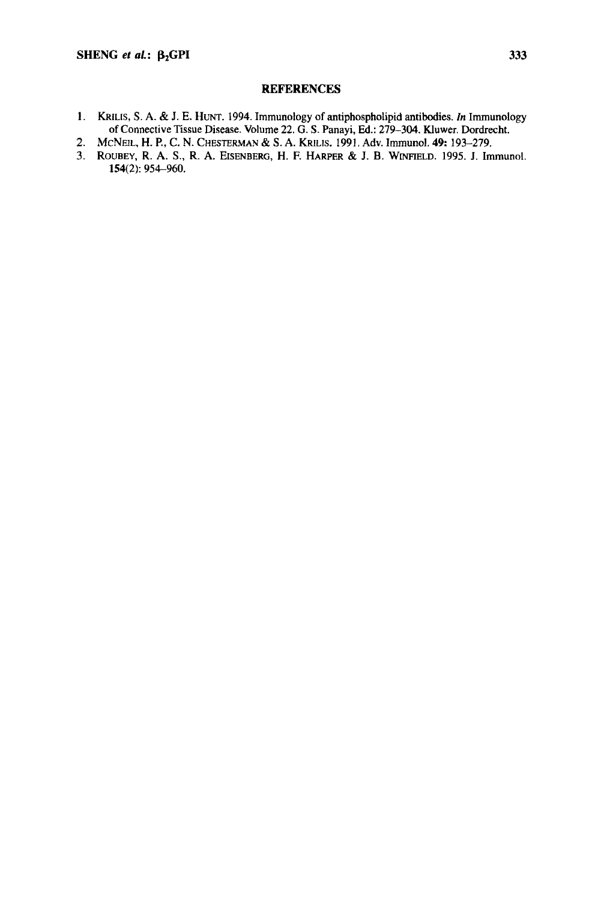## REFERENCES

1. KRILIS, S. A. & J. E. HUNT. 1994. Immunology of antiphospholipid antibodies. *In* Immunology of Connective Tissue Disease. Volume 22. G. S. Panayi, Ed.: 279–304. Kluwer. Dordrecht.
2. MCNEIL, H. P., C. N. CHESTERMAN & S. A. KRILIS. 1991. Adv. Immunol. **49:** 193–279.
3. ROUBEY, R. A. S., R. A. EISENBERG, H. F. HARPER & J. B. WINFIELD. 1995. J. Immunol. **154**(2): 954–960.